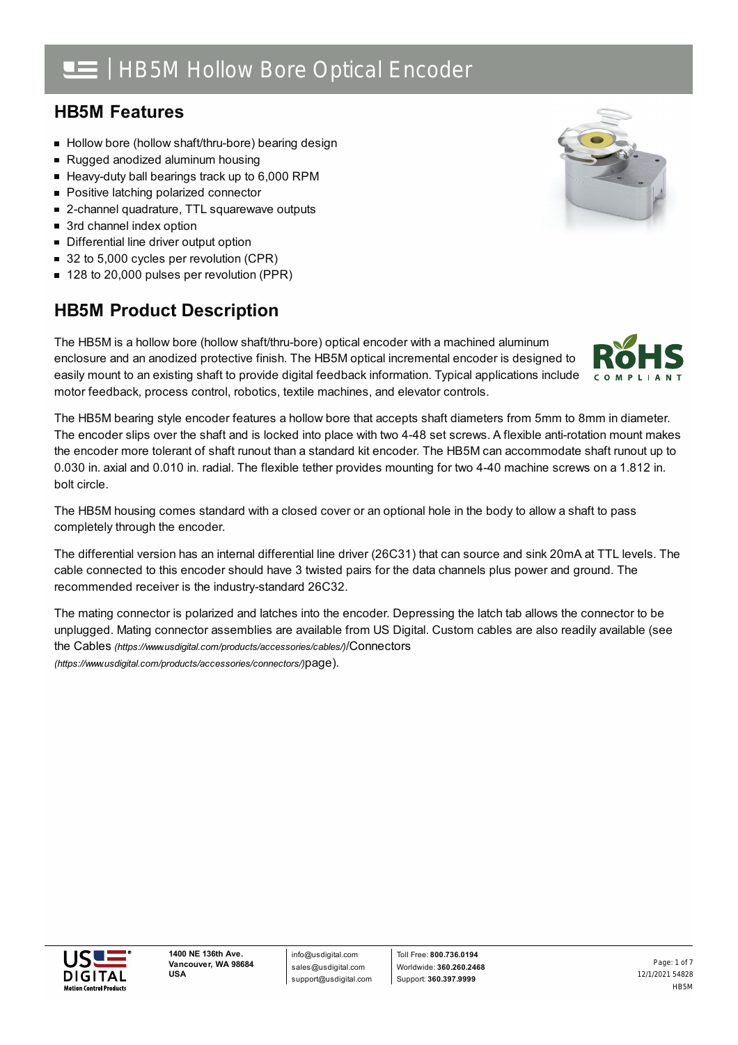# HB5M Hollow Bore Optical Encoder

## HB5M Features

- Hollow bore (hollow shaft/thru-bore) bearing design
- Rugged anodized aluminum housing
- Heavy-duty ball bearings track up to 6,000 RPM
- Positive latching polarized connector
- 2-channel quadrature, TTL squarewave outputs
- 3rd channel index option
- Differential line driver output option
- 32 to 5,000 cycles per revolution (CPR)
- 128 to 20,000 pulses per revolution (PPR)

## HB5M Product Description

The HB5M is a hollow bore (hollow shaft/thru-bore) optical encoder with a machined aluminum enclosure and an anodized protective finish. The HB5M optical incremental encoder is designed to easily mount to an existing shaft to provide digital feedback information. Typical applications include motor feedback, process control, robotics, textile machines, and elevator controls.

The HB5M bearing style encoder features a hollow bore that accepts shaft diameters from 5mm to 8mm in diameter. The encoder slips over the shaft and is locked into place with two 4-48 set screws. A flexible anti-rotation mount makes the encoder more tolerant of shaft runout than a standard kit encoder. The HB5M can accommodate shaft runout up to 0.030 in. axial and 0.010 in. radial. The flexible tether provides mounting for two 4-40 machine screws on a 1.812 in. bolt circle.

The HB5M housing comes standard with a closed cover or an optional hole in the body to allow a shaft to pass completely through the encoder.

The differential version has an internal differential line driver (26C31) that can source and sink 20mA at TTL levels. The cable connected to this encoder should have 3 twisted pairs for the data channels plus power and ground. The recommended receiver is the industry-standard 26C32.

The mating connector is polarized and latches into the encoder. Depressing the latch tab allows the connector to be unplugged. Mating connector assemblies are available from US Digital. Custom cables are also readily available (see the Cables *(https://www.usdigital.com/products/accessories/cables/)*/Connectors *(https://www.usdigital.com/products/accessories/connectors/)*page).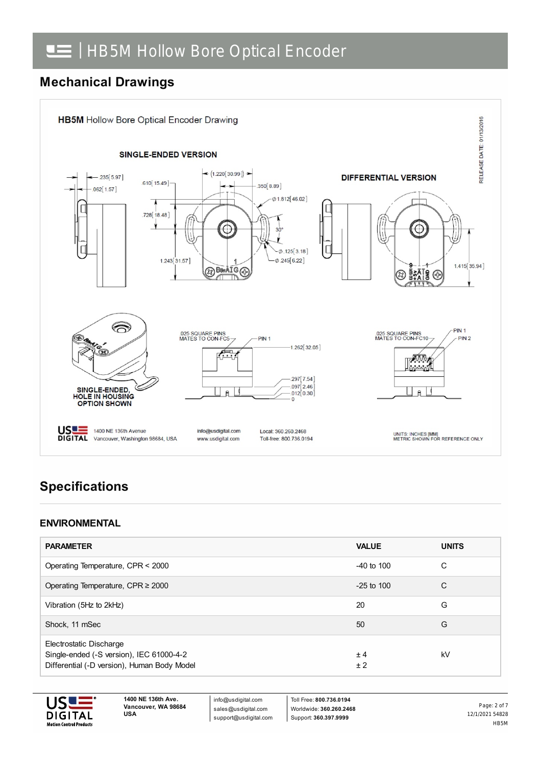## Mechanical Drawings

HB5M Hollow Bore Optical Encoder Drawing

SINGLE-ENDED VERSION

DIFFERENTIAL VERSION

RELEASE DATE: 01/13/2016

.235[5.97] .062[1.57] .610[15.49] .728[18.48] 1.243[31.57] (1.220[30.99]) .350[8.89] Ø1.812[46.02] 30° Ø.125[3.18] Ø.245[6.22] 1.415[35.94]

SINGLE-ENDED, HOLE IN HOUSING OPTION SHOWN

.025 SQUARE PINS MATES TO CON-FC5 — PIN 1 — 1.262[32.05] .297[7.54] .097[2.46] .012[0.30] 0

.025 SQUARE PINS MATES TO CON-FC10 — PIN 1 — PIN 2

US DIGITAL 1400 NE 136th Avenue Vancouver, Washington 98684, USA info@usdigital.com www.usdigital.com Local: 360.260.2468 Toll-free: 800.736.0194

UNITS: INCHES [MM] METRIC SHOWN FOR REFERENCE ONLY

## Specifications

### ENVIRONMENTAL

| PARAMETER | VALUE | UNITS |
|---|---|---|
| Operating Temperature, CPR < 2000 | -40 to 100 | C |
| Operating Temperature, CPR ≥ 2000 | -25 to 100 | C |
| Vibration (5Hz to 2kHz) | 20 | G |
| Shock, 11 mSec | 50 | G |
| Electrostatic Discharge<br>Single-ended (-S version), IEC 61000-4-2<br>Differential (-D version), Human Body Model | <br>± 4<br>± 2 | kV |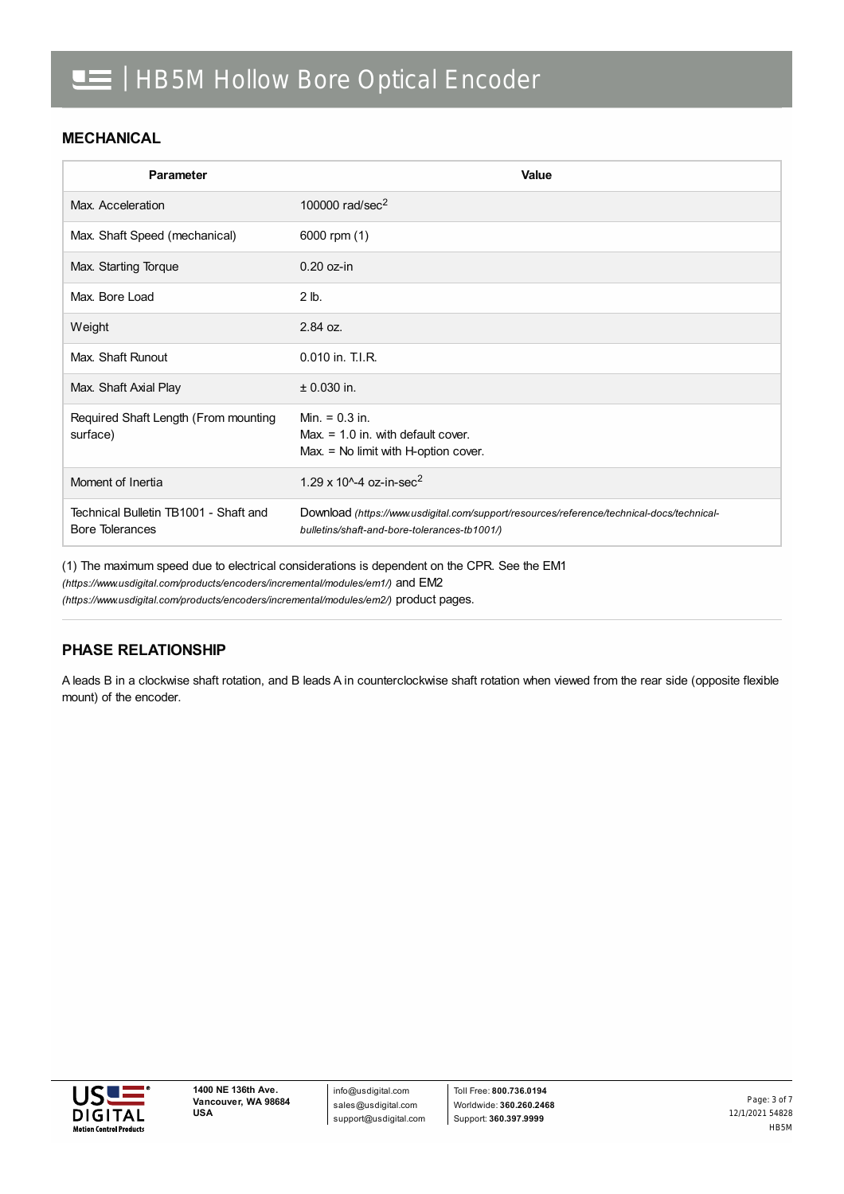## MECHANICAL

| Parameter | Value |
|---|---|
| Max. Acceleration | 100000 rad/sec$^2$ |
| Max. Shaft Speed (mechanical) | 6000 rpm (1) |
| Max. Starting Torque | 0.20 oz-in |
| Max. Bore Load | 2 lb. |
| Weight | 2.84 oz. |
| Max. Shaft Runout | 0.010 in. T.I.R. |
| Max. Shaft Axial Play | ± 0.030 in. |
| Required Shaft Length (From mounting surface) | Min. = 0.3 in.<br>Max. = 1.0 in. with default cover.<br>Max. = No limit with H-option cover. |
| Moment of Inertia | 1.29 x 10^-4 oz-in-sec$^2$ |
| Technical Bulletin TB1001 - Shaft and Bore Tolerances | Download *(https://www.usdigital.com/support/resources/reference/technical-docs/technical-bulletins/shaft-and-bore-tolerances-tb1001/)* |

(1) The maximum speed due to electrical considerations is dependent on the CPR. See the EM1 *(https://www.usdigital.com/products/encoders/incremental/modules/em1/)* and EM2 *(https://www.usdigital.com/products/encoders/incremental/modules/em2/)* product pages.

## PHASE RELATIONSHIP

A leads B in a clockwise shaft rotation, and B leads A in counterclockwise shaft rotation when viewed from the rear side (opposite flexible mount) of the encoder.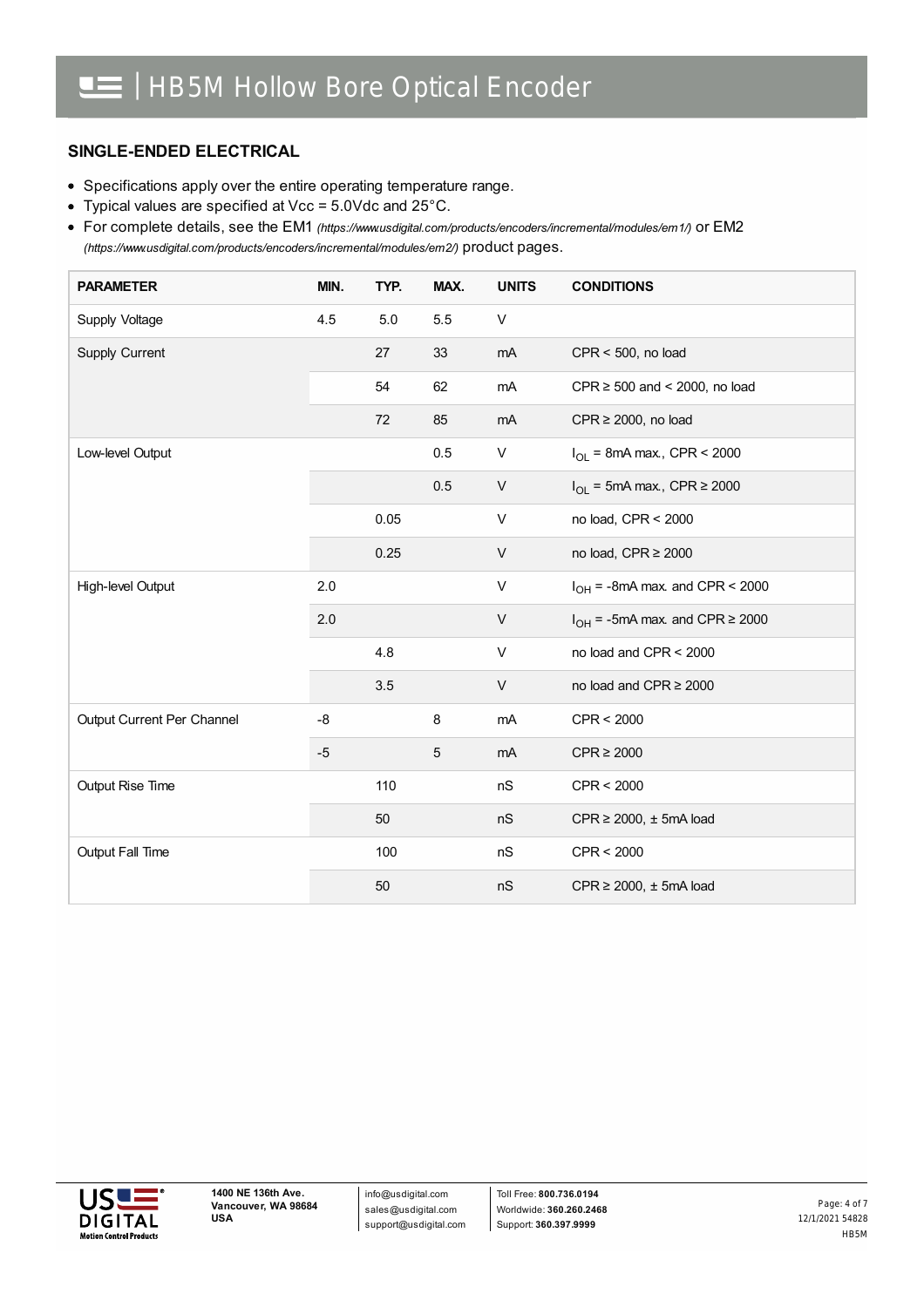## SINGLE-ENDED ELECTRICAL

- Specifications apply over the entire operating temperature range.
- Typical values are specified at Vcc = 5.0Vdc and 25°C.
- For complete details, see the EM1 *(https://www.usdigital.com/products/encoders/incremental/modules/em1/)* or EM2 *(https://www.usdigital.com/products/encoders/incremental/modules/em2/)* product pages.

| PARAMETER | MIN. | TYP. | MAX. | UNITS | CONDITIONS |
|---|---|---|---|---|---|
| Supply Voltage | 4.5 | 5.0 | 5.5 | V | |
| Supply Current | | 27 | 33 | mA | CPR < 500, no load |
| | | 54 | 62 | mA | CPR ≥ 500 and < 2000, no load |
| | | 72 | 85 | mA | CPR ≥ 2000, no load |
| Low-level Output | | | 0.5 | V | $I_{OL}$ = 8mA max., CPR < 2000 |
| | | | 0.5 | V | $I_{OL}$ = 5mA max., CPR ≥ 2000 |
| | | 0.05 | | V | no load, CPR < 2000 |
| | | 0.25 | | V | no load, CPR ≥ 2000 |
| High-level Output | 2.0 | | | V | $I_{OH}$ = -8mA max. and CPR < 2000 |
| | 2.0 | | | V | $I_{OH}$ = -5mA max. and CPR ≥ 2000 |
| | | 4.8 | | V | no load and CPR < 2000 |
| | | 3.5 | | V | no load and CPR ≥ 2000 |
| Output Current Per Channel | -8 | | 8 | mA | CPR < 2000 |
| | -5 | | 5 | mA | CPR ≥ 2000 |
| Output Rise Time | | 110 | | nS | CPR < 2000 |
| | | 50 | | nS | CPR ≥ 2000, ± 5mA load |
| Output Fall Time | | 100 | | nS | CPR < 2000 |
| | | 50 | | nS | CPR ≥ 2000, ± 5mA load |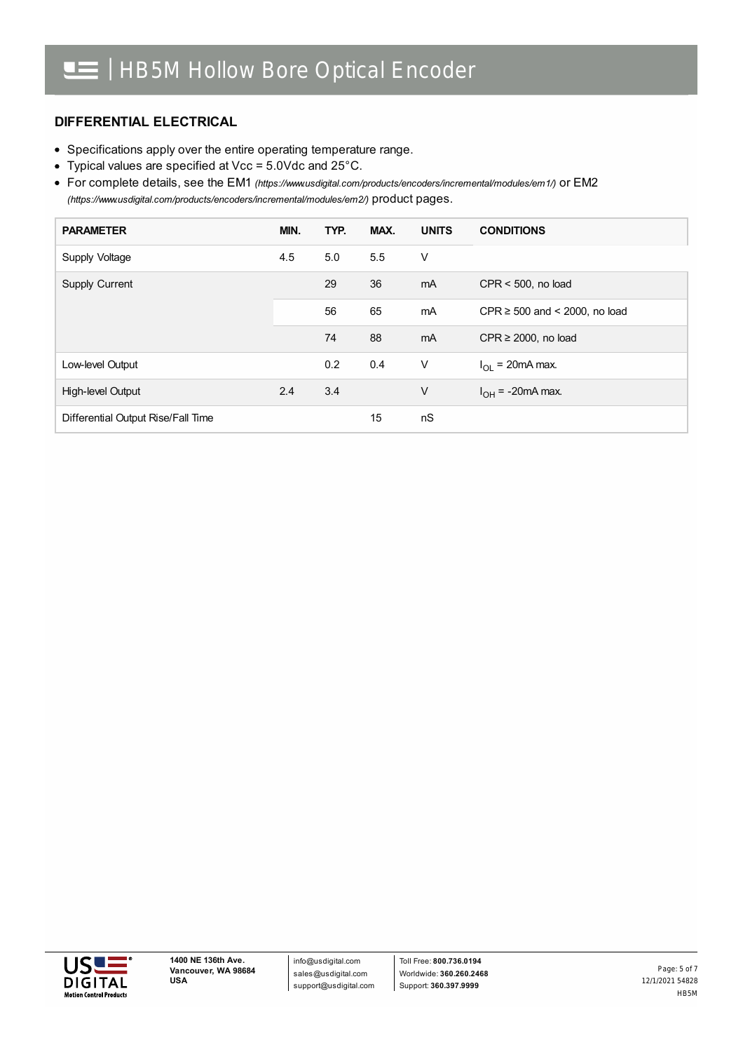## DIFFERENTIAL ELECTRICAL

- Specifications apply over the entire operating temperature range.
- Typical values are specified at Vcc = 5.0Vdc and 25°C.
- For complete details, see the EM1 *(https://www.usdigital.com/products/encoders/incremental/modules/em1/)* or EM2 *(https://www.usdigital.com/products/encoders/incremental/modules/em2/)* product pages.

| PARAMETER | MIN. | TYP. | MAX. | UNITS | CONDITIONS |
|---|---|---|---|---|---|
| Supply Voltage | 4.5 | 5.0 | 5.5 | V | |
| Supply Current | | 29 | 36 | mA | CPR < 500, no load |
| | | 56 | 65 | mA | CPR ≥ 500 and < 2000, no load |
| | | 74 | 88 | mA | CPR ≥ 2000, no load |
| Low-level Output | | 0.2 | 0.4 | V | $I_{OL}$ = 20mA max. |
| High-level Output | 2.4 | 3.4 | | V | $I_{OH}$ = -20mA max. |
| Differential Output Rise/Fall Time | | | 15 | nS | |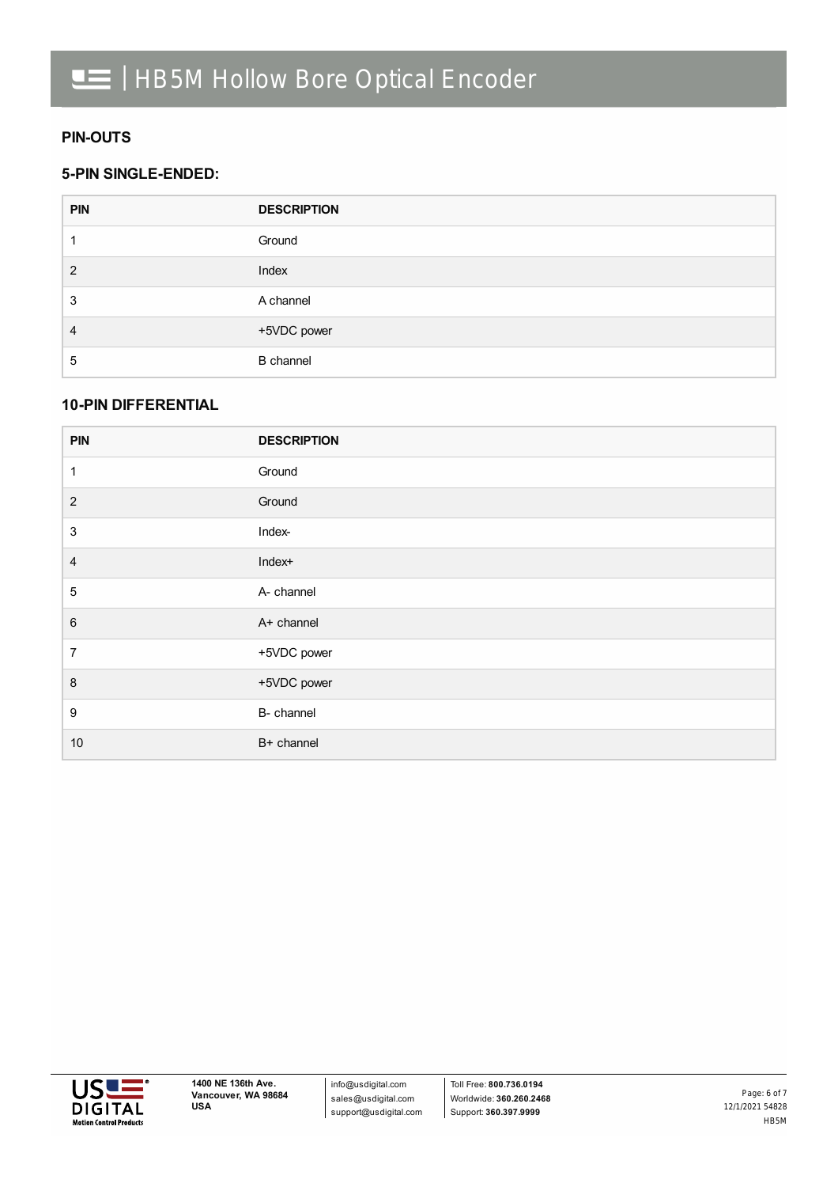## PIN-OUTS

### 5-PIN SINGLE-ENDED:

| PIN | DESCRIPTION |
|---|---|
| 1 | Ground |
| 2 | Index |
| 3 | A channel |
| 4 | +5VDC power |
| 5 | B channel |

### 10-PIN DIFFERENTIAL

| PIN | DESCRIPTION |
|---|---|
| 1 | Ground |
| 2 | Ground |
| 3 | Index- |
| 4 | Index+ |
| 5 | A- channel |
| 6 | A+ channel |
| 7 | +5VDC power |
| 8 | +5VDC power |
| 9 | B- channel |
| 10 | B+ channel |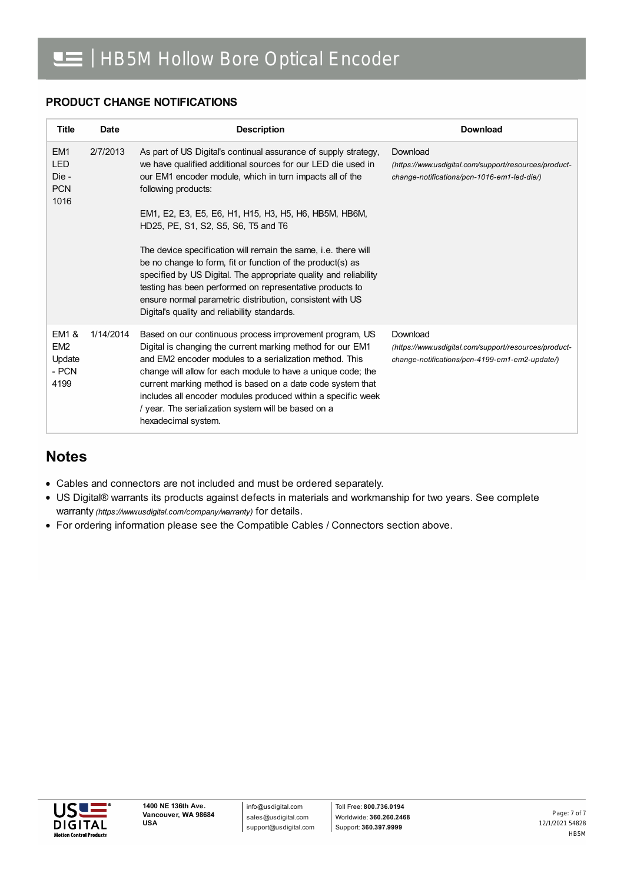## PRODUCT CHANGE NOTIFICATIONS

| Title | Date | Description | Download |
|---|---|---|---|
| EM1 LED Die - PCN 1016 | 2/7/2013 | As part of US Digital's continual assurance of supply strategy, we have qualified additional sources for our LED die used in our EM1 encoder module, which in turn impacts all of the following products:<br><br>EM1, E2, E3, E5, E6, H1, H15, H3, H5, H6, HB5M, HB6M, HD25, PE, S1, S2, S5, S6, T5 and T6<br><br>The device specification will remain the same, i.e. there will be no change to form, fit or function of the product(s) as specified by US Digital. The appropriate quality and reliability testing has been performed on representative products to ensure normal parametric distribution, consistent with US Digital's quality and reliability standards. | Download *(https://www.usdigital.com/support/resources/product-change-notifications/pcn-1016-em1-led-die/)* |
| EM1 & EM2 Update - PCN 4199 | 1/14/2014 | Based on our continuous process improvement program, US Digital is changing the current marking method for our EM1 and EM2 encoder modules to a serialization method. This change will allow for each module to have a unique code; the current marking method is based on a date code system that includes all encoder modules produced within a specific week / year. The serialization system will be based on a hexadecimal system. | Download *(https://www.usdigital.com/support/resources/product-change-notifications/pcn-4199-em1-em2-update/)* |

# Notes

- Cables and connectors are not included and must be ordered separately.
- US Digital® warrants its products against defects in materials and workmanship for two years. See complete warranty *(https://www.usdigital.com/company/warranty)* for details.
- For ordering information please see the Compatible Cables / Connectors section above.

**1400 NE 136th Ave.**
**Vancouver, WA 98684**
**USA**

info@usdigital.com
sales@usdigital.com
support@usdigital.com

Toll Free: **800.736.0194**
Worldwide: **360.260.2468**
Support: **360.397.9999**